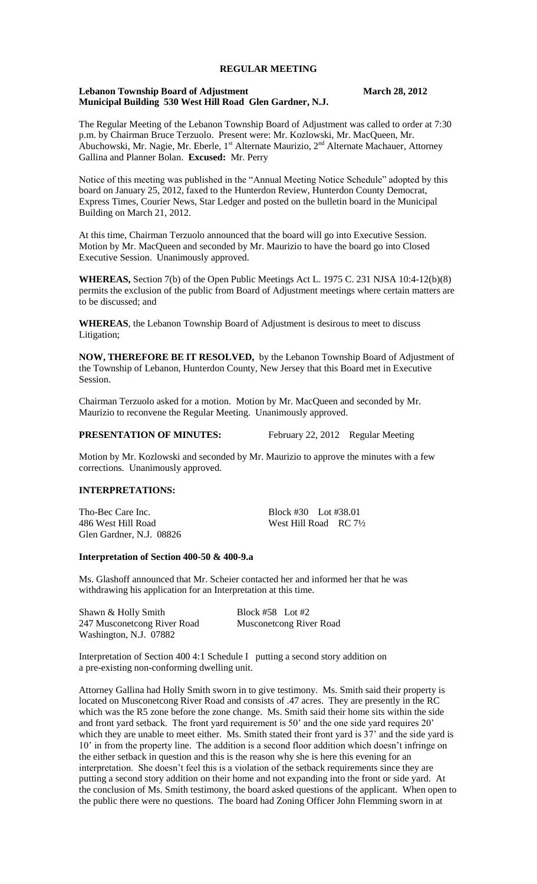# REGULAR MEETING

**Lebanon Township Board of Adjustment** **March 28, 2012**
**Municipal Building 530 West Hill Road Glen Gardner, N.J.**

The Regular Meeting of the Lebanon Township Board of Adjustment was called to order at 7:30 p.m. by Chairman Bruce Terzuolo. Present were: Mr. Kozlowski, Mr. MacQueen, Mr. Abuchowski, Mr. Nagie, Mr. Eberle, 1st Alternate Maurizio, 2nd Alternate Machauer, Attorney Gallina and Planner Bolan. **Excused:** Mr. Perry

Notice of this meeting was published in the "Annual Meeting Notice Schedule" adopted by this board on January 25, 2012, faxed to the Hunterdon Review, Hunterdon County Democrat, Express Times, Courier News, Star Ledger and posted on the bulletin board in the Municipal Building on March 21, 2012.

At this time, Chairman Terzuolo announced that the board will go into Executive Session. Motion by Mr. MacQueen and seconded by Mr. Maurizio to have the board go into Closed Executive Session. Unanimously approved.

**WHEREAS,** Section 7(b) of the Open Public Meetings Act L. 1975 C. 231 NJSA 10:4-12(b)(8) permits the exclusion of the public from Board of Adjustment meetings where certain matters are to be discussed; and

**WHEREAS**, the Lebanon Township Board of Adjustment is desirous to meet to discuss Litigation;

**NOW, THEREFORE BE IT RESOLVED,** by the Lebanon Township Board of Adjustment of the Township of Lebanon, Hunterdon County, New Jersey that this Board met in Executive Session.

Chairman Terzuolo asked for a motion. Motion by Mr. MacQueen and seconded by Mr. Maurizio to reconvene the Regular Meeting. Unanimously approved.

**PRESENTATION OF MINUTES:** February 22, 2012 Regular Meeting

Motion by Mr. Kozlowski and seconded by Mr. Maurizio to approve the minutes with a few corrections. Unanimously approved.

**INTERPRETATIONS:**

Tho-Bec Care Inc. — Block #30 Lot #38.01
486 West Hill Road — West Hill Road RC 7½
Glen Gardner, N.J. 08826

**Interpretation of Section 400-50 & 400-9.a**

Ms. Glashoff announced that Mr. Scheier contacted her and informed her that he was withdrawing his application for an Interpretation at this time.

Shawn & Holly Smith — Block #58 Lot #2
247 Musconetcong River Road — Musconetcong River Road
Washington, N.J. 07882

Interpretation of Section 400 4:1 Schedule I putting a second story addition on a pre-existing non-conforming dwelling unit.

Attorney Gallina had Holly Smith sworn in to give testimony. Ms. Smith said their property is located on Musconetcong River Road and consists of .47 acres. They are presently in the RC which was the R5 zone before the zone change. Ms. Smith said their home sits within the side and front yard setback. The front yard requirement is 50' and the one side yard requires 20' which they are unable to meet either. Ms. Smith stated their front yard is 37' and the side yard is 10' in from the property line. The addition is a second floor addition which doesn't infringe on the either setback in question and this is the reason why she is here this evening for an interpretation. She doesn't feel this is a violation of the setback requirements since they are putting a second story addition on their home and not expanding into the front or side yard. At the conclusion of Ms. Smith testimony, the board asked questions of the applicant. When open to the public there were no questions. The board had Zoning Officer John Flemming sworn in at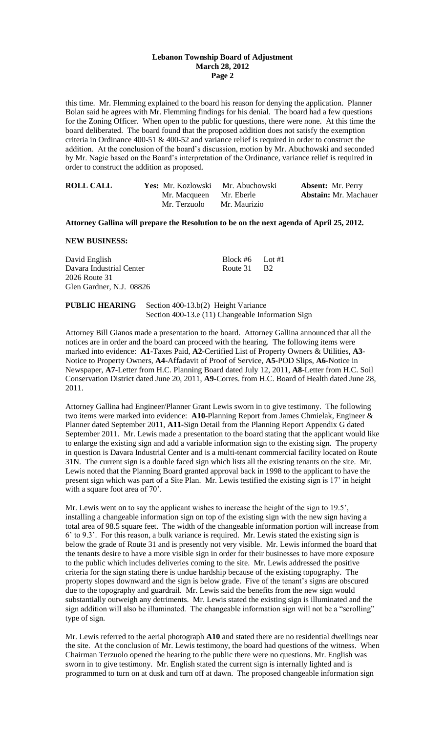this time. Mr. Flemming explained to the board his reason for denying the application. Planner Bolan said he agrees with Mr. Flemming findings for his denial. The board had a few questions for the Zoning Officer. When open to the public for questions, there were none. At this time the board deliberated. The board found that the proposed addition does not satisfy the exemption criteria in Ordinance 400-51 & 400-52 and variance relief is required in order to construct the addition. At the conclusion of the board's discussion, motion by Mr. Abuchowski and seconded by Mr. Nagie based on the Board's interpretation of the Ordinance, variance relief is required in order to construct the addition as proposed.

| **ROLL CALL** | **Yes:** Mr. Kozlowski | Mr. Abuchowski | **Absent:** Mr. Perry |
|---|---|---|---|
| | Mr. Macqueen | Mr. Eberle | **Abstain:** Mr. Machauer |
| | Mr. Terzuolo | Mr. Maurizio | |

**Attorney Gallina will prepare the Resolution to be on the next agenda of April 25, 2012.**

**NEW BUSINESS:**

| | |
|---|---|
| David English | Block #6 Lot #1 |
| Davara Industrial Center | Route 31 B2 |
| 2026 Route 31 | |
| Glen Gardner, N.J. 08826 | |

**PUBLIC HEARING** Section 400-13.b(2) Height Variance
Section 400-13.e (11) Changeable Information Sign

Attorney Bill Gianos made a presentation to the board. Attorney Gallina announced that all the notices are in order and the board can proceed with the hearing. The following items were marked into evidence: **A1**-Taxes Paid, **A2**-Certified List of Property Owners & Utilities, **A3**-Notice to Property Owners, **A4**-Affadavit of Proof of Service, **A5**-POD Slips, **A6**-Notice in Newspaper, **A7**-Letter from H.C. Planning Board dated July 12, 2011, **A8**-Letter from H.C. Soil Conservation District dated June 20, 2011, **A9**-Corres. from H.C. Board of Health dated June 28, 2011.

Attorney Gallina had Engineer/Planner Grant Lewis sworn in to give testimony. The following two items were marked into evidence: **A10**-Planning Report from James Chmielak, Engineer & Planner dated September 2011, **A11**-Sign Detail from the Planning Report Appendix G dated September 2011. Mr. Lewis made a presentation to the board stating that the applicant would like to enlarge the existing sign and add a variable information sign to the existing sign. The property in question is Davara Industrial Center and is a multi-tenant commercial facility located on Route 31N. The current sign is a double faced sign which lists all the existing tenants on the site. Mr. Lewis noted that the Planning Board granted approval back in 1998 to the applicant to have the present sign which was part of a Site Plan. Mr. Lewis testified the existing sign is 17' in height with a square foot area of 70'.

Mr. Lewis went on to say the applicant wishes to increase the height of the sign to 19.5', installing a changeable information sign on top of the existing sign with the new sign having a total area of 98.5 square feet. The width of the changeable information portion will increase from 6' to 9.3'. For this reason, a bulk variance is required. Mr. Lewis stated the existing sign is below the grade of Route 31 and is presently not very visible. Mr. Lewis informed the board that the tenants desire to have a more visible sign in order for their businesses to have more exposure to the public which includes deliveries coming to the site. Mr. Lewis addressed the positive criteria for the sign stating there is undue hardship because of the existing topography. The property slopes downward and the sign is below grade. Five of the tenant's signs are obscured due to the topography and guardrail. Mr. Lewis said the benefits from the new sign would substantially outweigh any detriments. Mr. Lewis stated the existing sign is illuminated and the sign addition will also be illuminated. The changeable information sign will not be a "scrolling" type of sign.

Mr. Lewis referred to the aerial photograph **A10** and stated there are no residential dwellings near the site. At the conclusion of Mr. Lewis testimony, the board had questions of the witness. When Chairman Terzuolo opened the hearing to the public there were no questions. Mr. English was sworn in to give testimony. Mr. English stated the current sign is internally lighted and is programmed to turn on at dusk and turn off at dawn. The proposed changeable information sign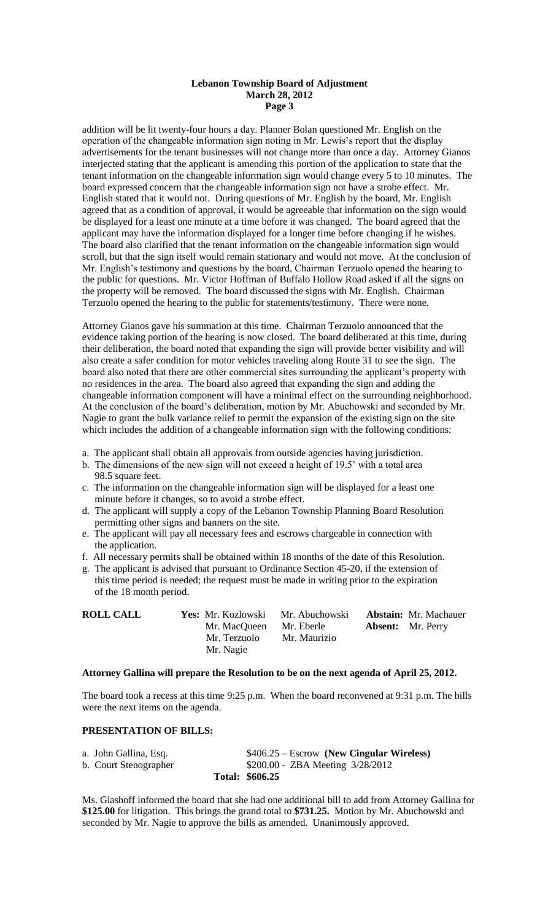addition will be lit twenty-four hours a day. Planner Bolan questioned Mr. English on the operation of the changeable information sign noting in Mr. Lewis's report that the display advertisements for the tenant businesses will not change more than once a day. Attorney Gianos interjected stating that the applicant is amending this portion of the application to state that the tenant information on the changeable information sign would change every 5 to 10 minutes. The board expressed concern that the changeable information sign not have a strobe effect. Mr. English stated that it would not. During questions of Mr. English by the board, Mr. English agreed that as a condition of approval, it would be agreeable that information on the sign would be displayed for a least one minute at a time before it was changed. The board agreed that the applicant may have the information displayed for a longer time before changing if he wishes. The board also clarified that the tenant information on the changeable information sign would scroll, but that the sign itself would remain stationary and would not move. At the conclusion of Mr. English's testimony and questions by the board, Chairman Terzuolo opened the hearing to the public for questions. Mr. Victor Hoffman of Buffalo Hollow Road asked if all the signs on the property will be removed. The board discussed the signs with Mr. English. Chairman Terzuolo opened the hearing to the public for statements/testimony. There were none.

Attorney Gianos gave his summation at this time. Chairman Terzuolo announced that the evidence taking portion of the hearing is now closed. The board deliberated at this time, during their deliberation, the board noted that expanding the sign will provide better visibility and will also create a safer condition for motor vehicles traveling along Route 31 to see the sign. The board also noted that there are other commercial sites surrounding the applicant's property with no residences in the area. The board also agreed that expanding the sign and adding the changeable information component will have a minimal effect on the surrounding neighborhood. At the conclusion of the board's deliberation, motion by Mr. Abuchowski and seconded by Mr. Nagie to grant the bulk variance relief to permit the expansion of the existing sign on the site which includes the addition of a changeable information sign with the following conditions:

a. The applicant shall obtain all approvals from outside agencies having jurisdiction.
b. The dimensions of the new sign will not exceed a height of 19.5' with a total area 98.5 square feet.
c. The information on the changeable information sign will be displayed for a least one minute before it changes, so to avoid a strobe effect.
d. The applicant will supply a copy of the Lebanon Township Planning Board Resolution permitting other signs and banners on the site.
e. The applicant will pay all necessary fees and escrows chargeable in connection with the application.
f. All necessary permits shall be obtained within 18 months of the date of this Resolution.
g. The applicant is advised that pursuant to Ordinance Section 45-20, if the extension of this time period is needed; the request must be made in writing prior to the expiration of the 18 month period.

| **ROLL CALL** | **Yes:** Mr. Kozlowski | Mr. Abuchowski | **Abstain:** Mr. Machauer |
|---|---|---|---|
| | Mr. MacQueen | Mr. Eberle | **Absent:** Mr. Perry |
| | Mr. Terzuolo | Mr. Maurizio | |
| | Mr. Nagie | | |

**Attorney Gallina will prepare the Resolution to be on the next agenda of April 25, 2012.**

The board took a recess at this time 9:25 p.m. When the board reconvened at 9:31 p.m. The bills were the next items on the agenda.

**PRESENTATION OF BILLS:**

| | |
|---|---|
| a. John Gallina, Esq. | $406.25 – Escrow **(New Cingular Wireless)** |
| b. Court Stenographer | $200.00 - ZBA Meeting 3/28/2012 |
| **Total:** | **$606.25** |

Ms. Glashoff informed the board that she had one additional bill to add from Attorney Gallina for **$125.00** for litigation. This brings the grand total to **$731.25.** Motion by Mr. Abuchowski and seconded by Mr. Nagie to approve the bills as amended. Unanimously approved.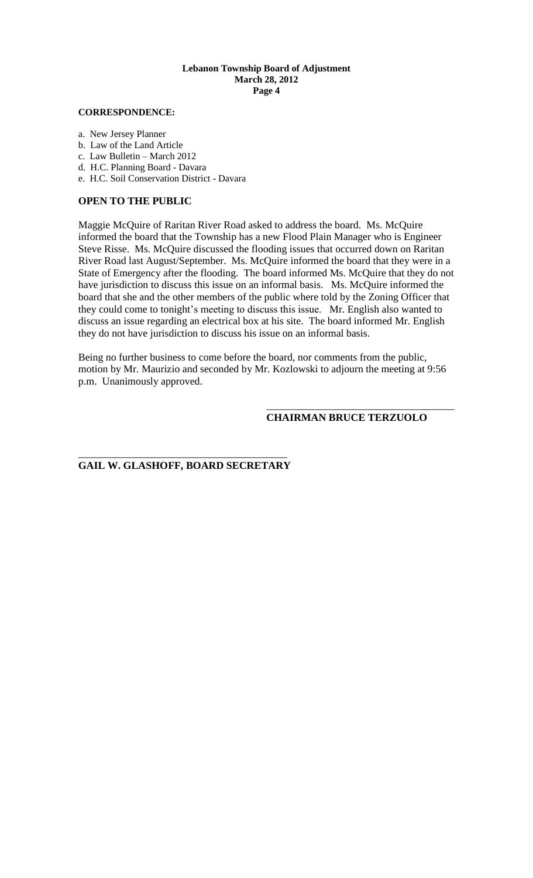**CORRESPONDENCE:**

a. New Jersey Planner
b. Law of the Land Article
c. Law Bulletin – March 2012
d. H.C. Planning Board - Davara
e. H.C. Soil Conservation District - Davara

**OPEN TO THE PUBLIC**

Maggie McQuire of Raritan River Road asked to address the board. Ms. McQuire informed the board that the Township has a new Flood Plain Manager who is Engineer Steve Risse. Ms. McQuire discussed the flooding issues that occurred down on Raritan River Road last August/September. Ms. McQuire informed the board that they were in a State of Emergency after the flooding. The board informed Ms. McQuire that they do not have jurisdiction to discuss this issue on an informal basis. Ms. McQuire informed the board that she and the other members of the public where told by the Zoning Officer that they could come to tonight's meeting to discuss this issue. Mr. English also wanted to discuss an issue regarding an electrical box at his site. The board informed Mr. English they do not have jurisdiction to discuss his issue on an informal basis.

Being no further business to come before the board, nor comments from the public, motion by Mr. Maurizio and seconded by Mr. Kozlowski to adjourn the meeting at 9:56 p.m. Unanimously approved.

\_\_\_\_\_\_\_\_\_\_\_\_\_\_\_\_\_\_\_\_\_\_\_\_\_\_\_\_\_\_\_\_\_\_\_\_
**CHAIRMAN BRUCE TERZUOLO**

\_\_\_\_\_\_\_\_\_\_\_\_\_\_\_\_\_\_\_\_\_\_\_\_\_\_\_\_\_\_\_\_\_\_\_\_
**GAIL W. GLASHOFF, BOARD SECRETARY**